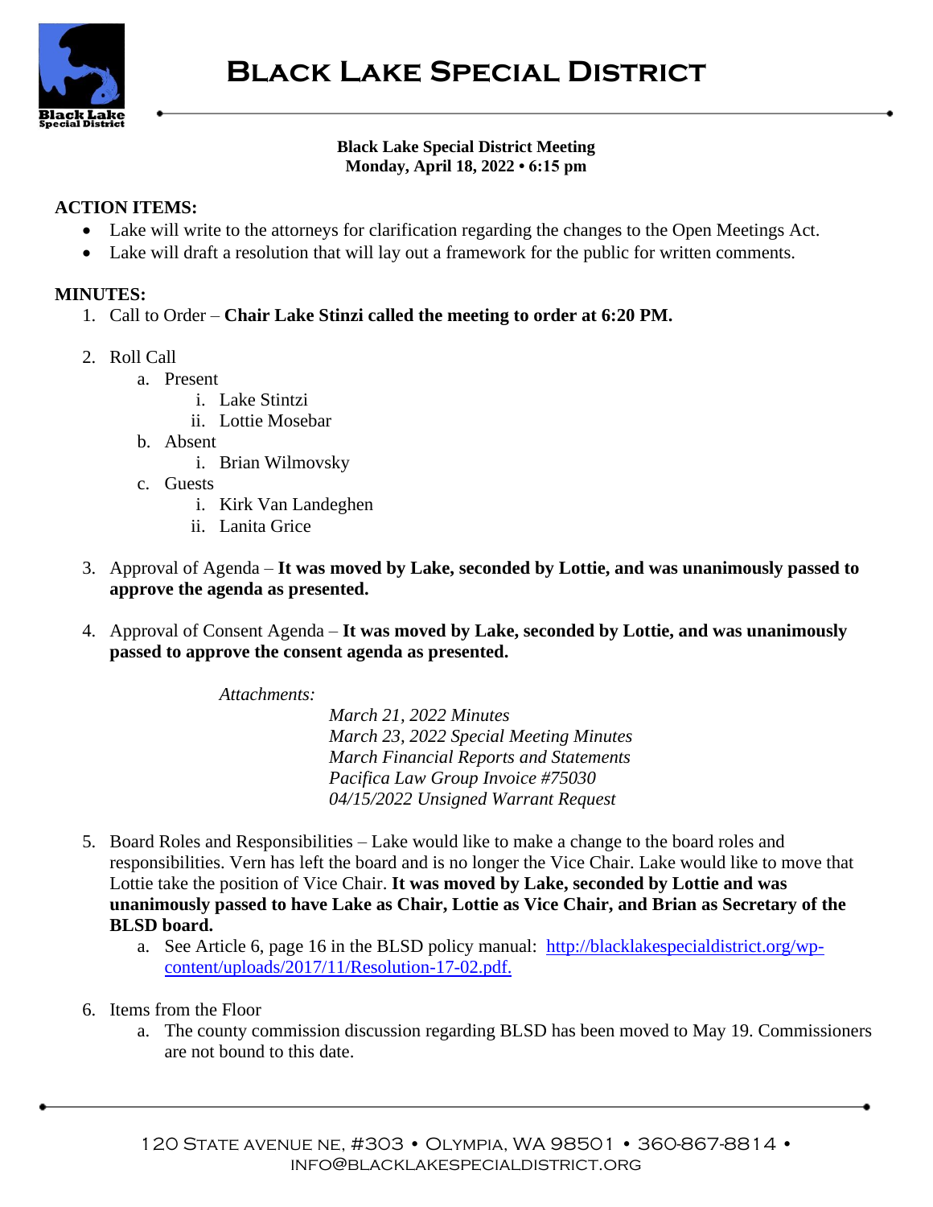# Black Lake Special District

**Black Lake Special District Meeting**
**Monday, April 18, 2022 • 6:15 pm**

**ACTION ITEMS:**

- Lake will write to the attorneys for clarification regarding the changes to the Open Meetings Act.
- Lake will draft a resolution that will lay out a framework for the public for written comments.

**MINUTES:**

1. Call to Order – **Chair Lake Stinzi called the meeting to order at 6:20 PM.**

2. Roll Call
   a. Present
      i. Lake Stintzi
      ii. Lottie Mosebar
   b. Absent
      i. Brian Wilmovsky
   c. Guests
      i. Kirk Van Landeghen
      ii. Lanita Grice

3. Approval of Agenda – **It was moved by Lake, seconded by Lottie, and was unanimously passed to approve the agenda as presented.**

4. Approval of Consent Agenda – **It was moved by Lake, seconded by Lottie, and was unanimously passed to approve the consent agenda as presented.**

   *Attachments:*
   *March 21, 2022 Minutes*
   *March 23, 2022 Special Meeting Minutes*
   *March Financial Reports and Statements*
   *Pacifica Law Group Invoice #75030*
   *04/15/2022 Unsigned Warrant Request*

5. Board Roles and Responsibilities – Lake would like to make a change to the board roles and responsibilities. Vern has left the board and is no longer the Vice Chair. Lake would like to move that Lottie take the position of Vice Chair. **It was moved by Lake, seconded by Lottie and was unanimously passed to have Lake as Chair, Lottie as Vice Chair, and Brian as Secretary of the BLSD board.**
   a. See Article 6, page 16 in the BLSD policy manual: [http://blacklakespecialdistrict.org/wp-content/uploads/2017/11/Resolution-17-02.pdf.](http://blacklakespecialdistrict.org/wp-content/uploads/2017/11/Resolution-17-02.pdf)

6. Items from the Floor
   a. The county commission discussion regarding BLSD has been moved to May 19. Commissioners are not bound to this date.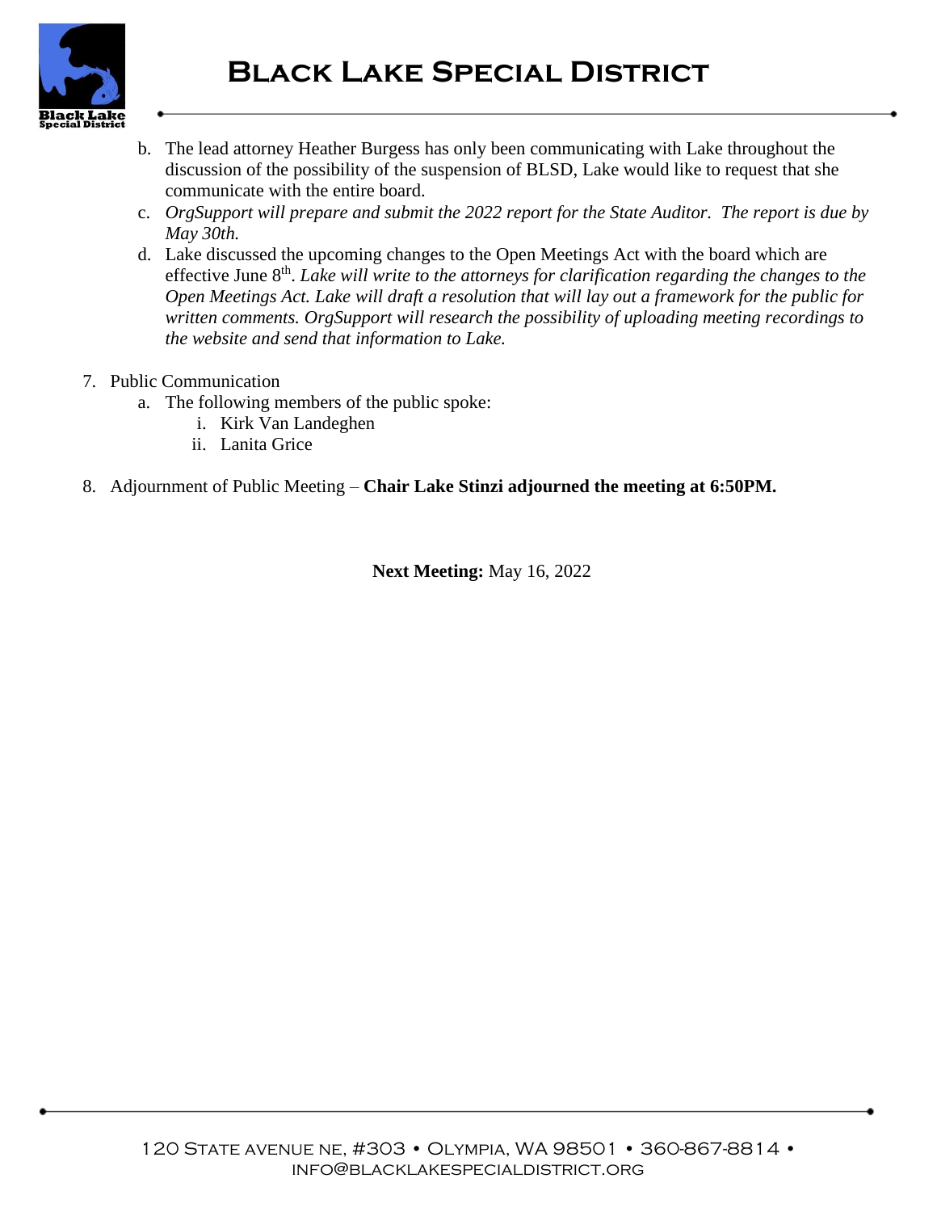b. The lead attorney Heather Burgess has only been communicating with Lake throughout the discussion of the possibility of the suspension of BLSD, Lake would like to request that she communicate with the entire board.

c. *OrgSupport will prepare and submit the 2022 report for the State Auditor. The report is due by May 30th.*

d. Lake discussed the upcoming changes to the Open Meetings Act with the board which are effective June 8th. *Lake will write to the attorneys for clarification regarding the changes to the Open Meetings Act. Lake will draft a resolution that will lay out a framework for the public for written comments. OrgSupport will research the possibility of uploading meeting recordings to the website and send that information to Lake.*

7. Public Communication
   a. The following members of the public spoke:
      i. Kirk Van Landeghen
      ii. Lanita Grice

8. Adjournment of Public Meeting – **Chair Lake Stinzi adjourned the meeting at 6:50PM.**

**Next Meeting:** May 16, 2022